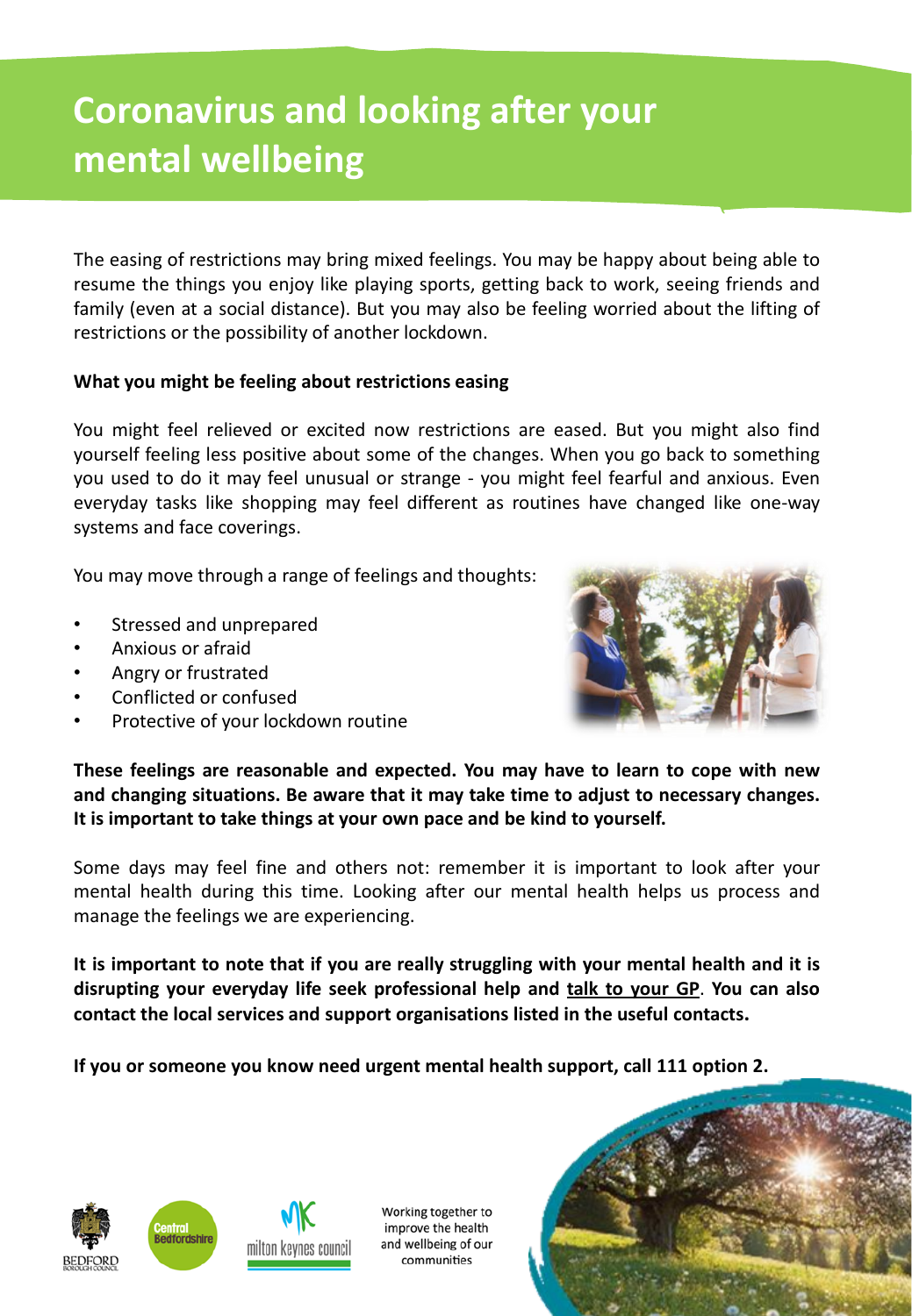# Coronavirus and looking after your mental wellbeing

The easing of restrictions may bring mixed feelings. You may be happy about being able to resume the things you enjoy like playing sports, getting back to work, seeing friends and family (even at a social distance). But you may also be feeling worried about the lifting of restrictions or the possibility of another lockdown.

**What you might be feeling about restrictions easing**

You might feel relieved or excited now restrictions are eased. But you might also find yourself feeling less positive about some of the changes. When you go back to something you used to do it may feel unusual or strange - you might feel fearful and anxious. Even everyday tasks like shopping may feel different as routines have changed like one-way systems and face coverings.

You may move through a range of feelings and thoughts:

- Stressed and unprepared
- Anxious or afraid
- Angry or frustrated
- Conflicted or confused
- Protective of your lockdown routine

**These feelings are reasonable and expected. You may have to learn to cope with new and changing situations. Be aware that it may take time to adjust to necessary changes. It is important to take things at your own pace and be kind to yourself.**

Some days may feel fine and others not: remember it is important to look after your mental health during this time. Looking after our mental health helps us process and manage the feelings we are experiencing.

**It is important to note that if you are really struggling with your mental health and it is disrupting your everyday life seek professional help and talk to your GP. You can also contact the local services and support organisations listed in the useful contacts.**

**If you or someone you know need urgent mental health support, call 111 option 2.**

Working together to improve the health and wellbeing of our communities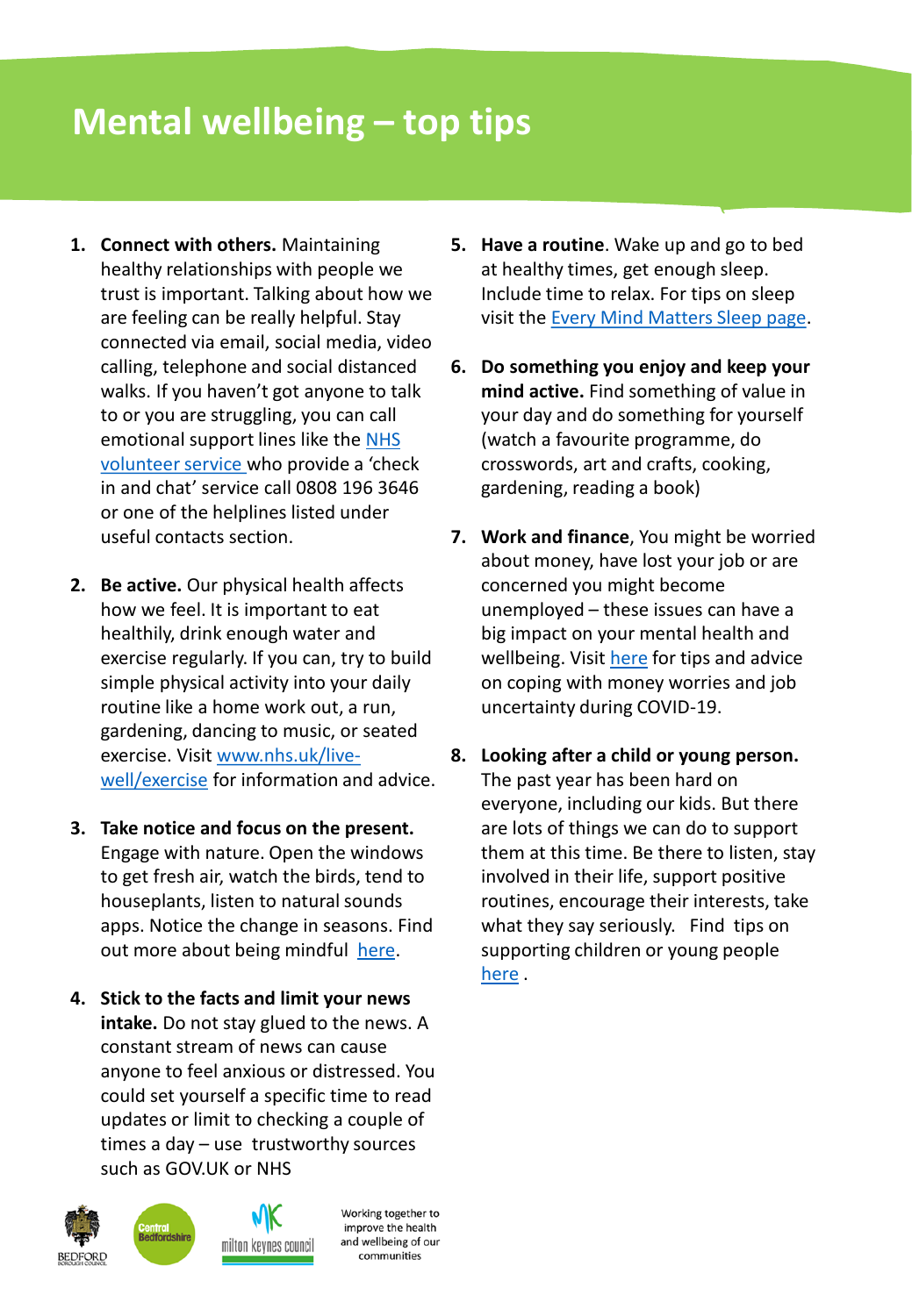# Mental wellbeing – top tips

1. **Connect with others.** Maintaining healthy relationships with people we trust is important. Talking about how we are feeling can be really helpful. Stay connected via email, social media, video calling, telephone and social distanced walks. If you haven't got anyone to talk to or you are struggling, you can call emotional support lines like the NHS volunteer service who provide a 'check in and chat' service call 0808 196 3646 or one of the helplines listed under useful contacts section.

2. **Be active.** Our physical health affects how we feel. It is important to eat healthily, drink enough water and exercise regularly. If you can, try to build simple physical activity into your daily routine like a home work out, a run, gardening, dancing to music, or seated exercise. Visit www.nhs.uk/live-well/exercise for information and advice.

3. **Take notice and focus on the present.** Engage with nature. Open the windows to get fresh air, watch the birds, tend to houseplants, listen to natural sounds apps. Notice the change in seasons. Find out more about being mindful here.

4. **Stick to the facts and limit your news intake.** Do not stay glued to the news. A constant stream of news can cause anyone to feel anxious or distressed. You could set yourself a specific time to read updates or limit to checking a couple of times a day – use trustworthy sources such as GOV.UK or NHS

5. **Have a routine**. Wake up and go to bed at healthy times, get enough sleep. Include time to relax. For tips on sleep visit the Every Mind Matters Sleep page.

6. **Do something you enjoy and keep your mind active.** Find something of value in your day and do something for yourself (watch a favourite programme, do crosswords, art and crafts, cooking, gardening, reading a book)

7. **Work and finance**, You might be worried about money, have lost your job or are concerned you might become unemployed – these issues can have a big impact on your mental health and wellbeing. Visit here for tips and advice on coping with money worries and job uncertainty during COVID-19.

8. **Looking after a child or young person.** The past year has been hard on everyone, including our kids. But there are lots of things we can do to support them at this time. Be there to listen, stay involved in their life, support positive routines, encourage their interests, take what they say seriously. Find tips on supporting children or young people here .

Working together to improve the health and wellbeing of our communities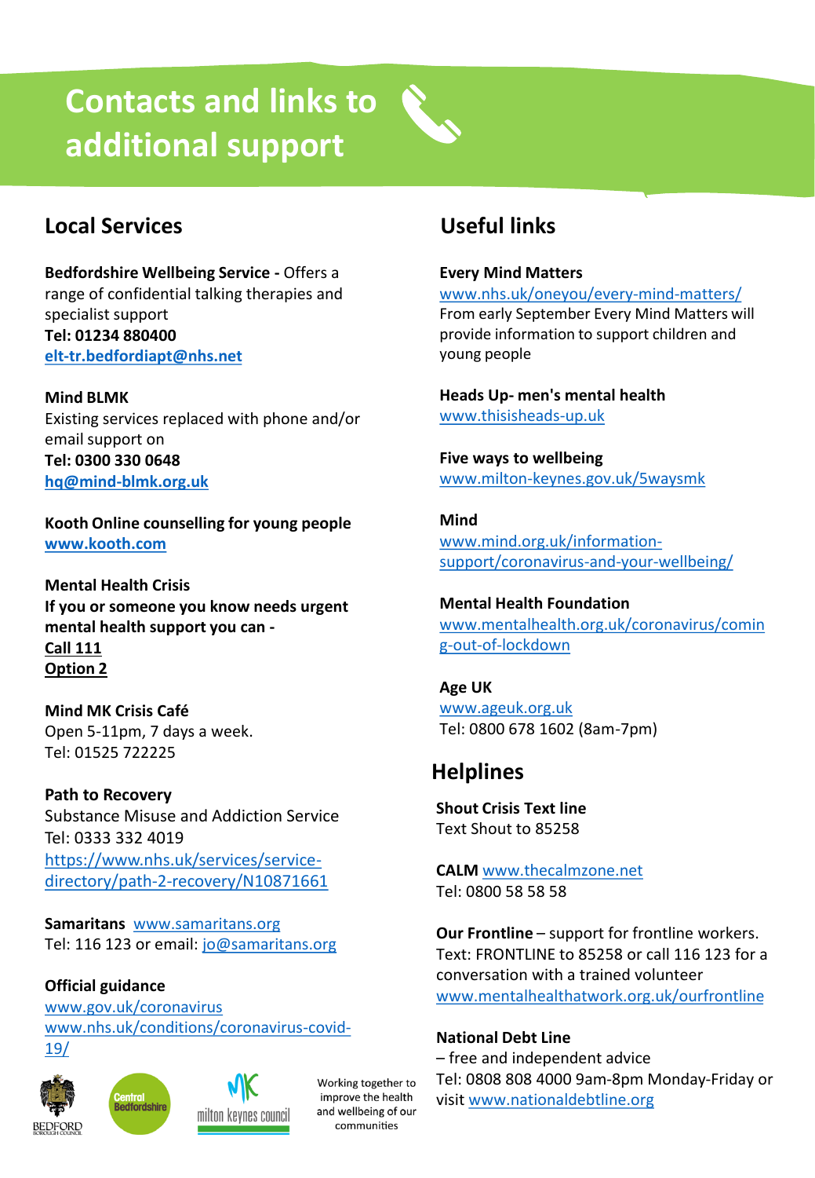# Contacts and links to additional support

## Local Services

**Bedfordshire Wellbeing Service -** Offers a range of confidential talking therapies and specialist support
**Tel: 01234 880400**
**elt-tr.bedfordiapt@nhs.net**

**Mind BLMK**
Existing services replaced with phone and/or email support on
**Tel: 0300 330 0648**
**hq@mind-blmk.org.uk**

**Kooth Online counselling for young people**
**www.kooth.com**

**Mental Health Crisis**
**If you or someone you know needs urgent mental health support you can -**
**Call 111**
**Option 2**

**Mind MK Crisis Café**
Open 5-11pm, 7 days a week.
Tel: 01525 722225

**Path to Recovery**
Substance Misuse and Addiction Service
Tel: 0333 332 4019
https://www.nhs.uk/services/service-directory/path-2-recovery/N10871661

**Samaritans** www.samaritans.org
Tel: 116 123 or email: jo@samaritans.org

**Official guidance**
www.gov.uk/coronavirus
www.nhs.uk/conditions/coronavirus-covid-19/

## Useful links

**Every Mind Matters**
www.nhs.uk/oneyou/every-mind-matters/
From early September Every Mind Matters will provide information to support children and young people

**Heads Up- men's mental health**
www.thisisheads-up.uk

**Five ways to wellbeing**
www.milton-keynes.gov.uk/5waysmk

**Mind**
www.mind.org.uk/information-support/coronavirus-and-your-wellbeing/

**Mental Health Foundation**
www.mentalhealth.org.uk/coronavirus/coming-out-of-lockdown

**Age UK**
www.ageuk.org.uk
Tel: 0800 678 1602 (8am-7pm)

## Helplines

**Shout Crisis Text line**
Text Shout to 85258

**CALM** www.thecalmzone.net
Tel: 0800 58 58 58

**Our Frontline** – support for frontline workers. Text: FRONTLINE to 85258 or call 116 123 for a conversation with a trained volunteer
www.mentalhealthatwork.org.uk/ourfrontline

**National Debt Line**
– free and independent advice
Tel: 0808 808 4000 9am-8pm Monday-Friday or visit www.nationaldebtline.org

Working together to improve the health and wellbeing of our communities